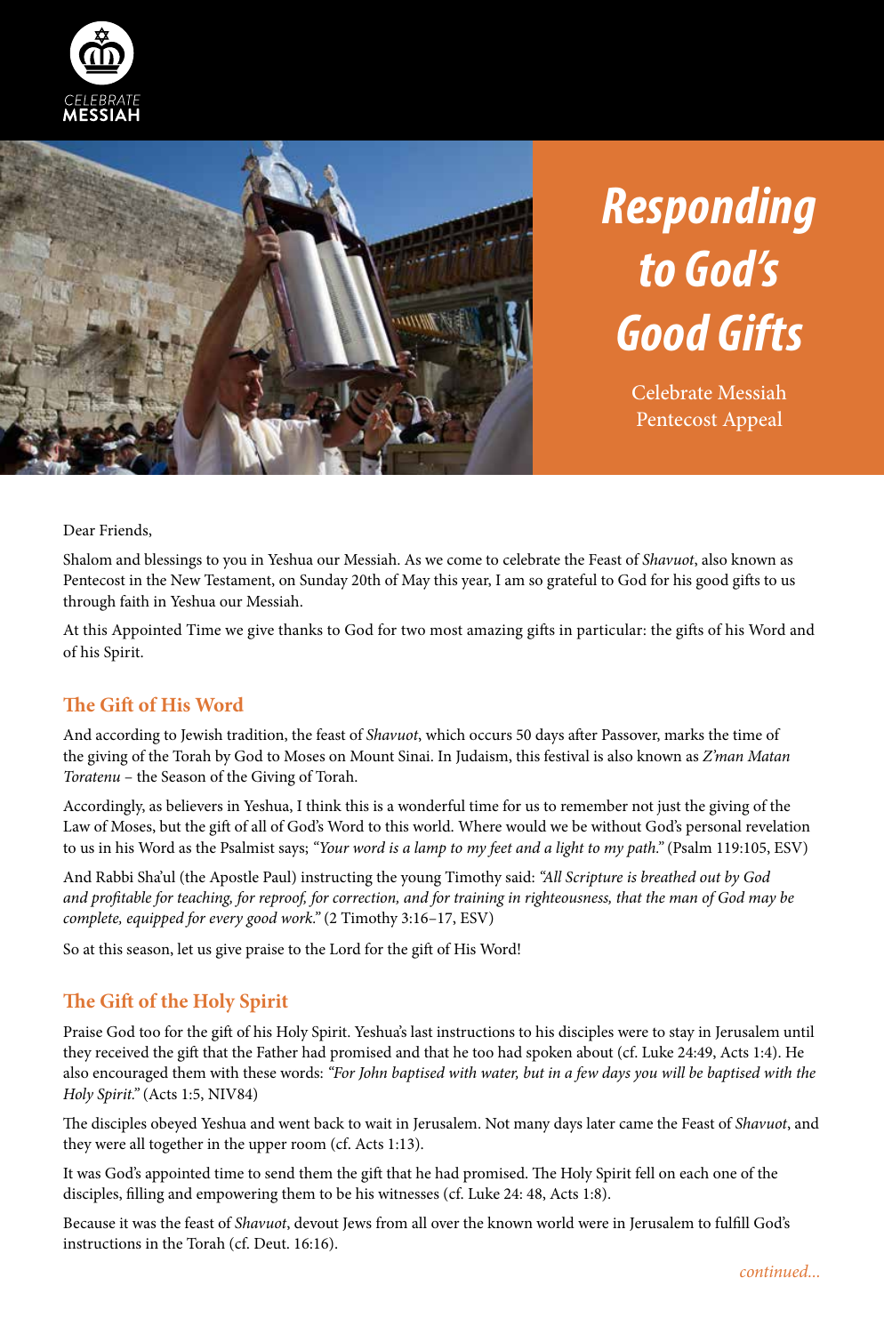CELEBRATE MESSIAH

# Responding to God's Good Gifts

Celebrate Messiah Pentecost Appeal

Dear Friends,

Shalom and blessings to you in Yeshua our Messiah. As we come to celebrate the Feast of *Shavuot*, also known as Pentecost in the New Testament, on Sunday 20th of May this year, I am so grateful to God for his good gifts to us through faith in Yeshua our Messiah.

At this Appointed Time we give thanks to God for two most amazing gifts in particular: the gifts of his Word and of his Spirit.

## The Gift of His Word

And according to Jewish tradition, the feast of *Shavuot*, which occurs 50 days after Passover, marks the time of the giving of the Torah by God to Moses on Mount Sinai. In Judaism, this festival is also known as *Z'man Matan Toratenu* – the Season of the Giving of Torah.

Accordingly, as believers in Yeshua, I think this is a wonderful time for us to remember not just the giving of the Law of Moses, but the gift of all of God's Word to this world. Where would we be without God's personal revelation to us in his Word as the Psalmist says; *"Your word is a lamp to my feet and a light to my path."* (Psalm 119:105, ESV)

And Rabbi Sha'ul (the Apostle Paul) instructing the young Timothy said: *"All Scripture is breathed out by God and profitable for teaching, for reproof, for correction, and for training in righteousness, that the man of God may be complete, equipped for every good work."* (2 Timothy 3:16–17, ESV)

So at this season, let us give praise to the Lord for the gift of His Word!

## The Gift of the Holy Spirit

Praise God too for the gift of his Holy Spirit. Yeshua's last instructions to his disciples were to stay in Jerusalem until they received the gift that the Father had promised and that he too had spoken about (cf. Luke 24:49, Acts 1:4). He also encouraged them with these words: *"For John baptised with water, but in a few days you will be baptised with the Holy Spirit."* (Acts 1:5, NIV84)

The disciples obeyed Yeshua and went back to wait in Jerusalem. Not many days later came the Feast of *Shavuot*, and they were all together in the upper room (cf. Acts 1:13).

It was God's appointed time to send them the gift that he had promised. The Holy Spirit fell on each one of the disciples, filling and empowering them to be his witnesses (cf. Luke 24: 48, Acts 1:8).

Because it was the feast of *Shavuot*, devout Jews from all over the known world were in Jerusalem to fulfill God's instructions in the Torah (cf. Deut. 16:16).

*continued...*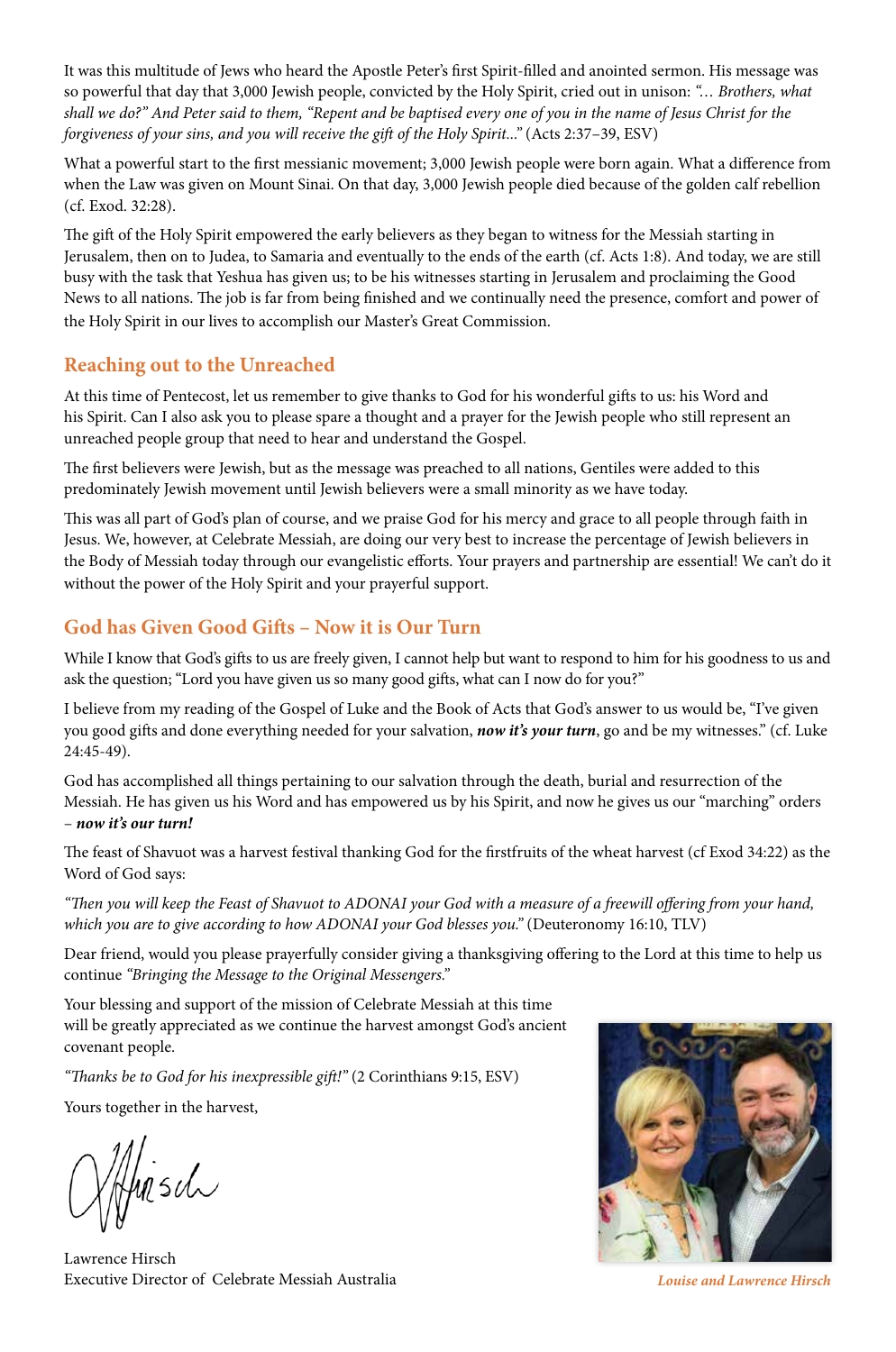It was this multitude of Jews who heard the Apostle Peter's first Spirit-filled and anointed sermon. His message was so powerful that day that 3,000 Jewish people, convicted by the Holy Spirit, cried out in unison: *"… Brothers, what shall we do?" And Peter said to them, "Repent and be baptised every one of you in the name of Jesus Christ for the forgiveness of your sins, and you will receive the gift of the Holy Spirit..."* (Acts 2:37–39, ESV)

What a powerful start to the first messianic movement; 3,000 Jewish people were born again. What a difference from when the Law was given on Mount Sinai. On that day, 3,000 Jewish people died because of the golden calf rebellion (cf. Exod. 32:28).

The gift of the Holy Spirit empowered the early believers as they began to witness for the Messiah starting in Jerusalem, then on to Judea, to Samaria and eventually to the ends of the earth (cf. Acts 1:8). And today, we are still busy with the task that Yeshua has given us; to be his witnesses starting in Jerusalem and proclaiming the Good News to all nations. The job is far from being finished and we continually need the presence, comfort and power of the Holy Spirit in our lives to accomplish our Master's Great Commission.

## Reaching out to the Unreached

At this time of Pentecost, let us remember to give thanks to God for his wonderful gifts to us: his Word and his Spirit. Can I also ask you to please spare a thought and a prayer for the Jewish people who still represent an unreached people group that need to hear and understand the Gospel.

The first believers were Jewish, but as the message was preached to all nations, Gentiles were added to this predominately Jewish movement until Jewish believers were a small minority as we have today.

This was all part of God's plan of course, and we praise God for his mercy and grace to all people through faith in Jesus. We, however, at Celebrate Messiah, are doing our very best to increase the percentage of Jewish believers in the Body of Messiah today through our evangelistic efforts. Your prayers and partnership are essential! We can't do it without the power of the Holy Spirit and your prayerful support.

## God has Given Good Gifts – Now it is Our Turn

While I know that God's gifts to us are freely given, I cannot help but want to respond to him for his goodness to us and ask the question; "Lord you have given us so many good gifts, what can I now do for you?"

I believe from my reading of the Gospel of Luke and the Book of Acts that God's answer to us would be, "I've given you good gifts and done everything needed for your salvation, ***now it's your turn***, go and be my witnesses." (cf. Luke 24:45-49).

God has accomplished all things pertaining to our salvation through the death, burial and resurrection of the Messiah. He has given us his Word and has empowered us by his Spirit, and now he gives us our "marching" orders – ***now it's our turn!***

The feast of Shavuot was a harvest festival thanking God for the firstfruits of the wheat harvest (cf Exod 34:22) as the Word of God says:

*"Then you will keep the Feast of Shavuot to ADONAI your God with a measure of a freewill offering from your hand, which you are to give according to how ADONAI your God blesses you."* (Deuteronomy 16:10, TLV)

Dear friend, would you please prayerfully consider giving a thanksgiving offering to the Lord at this time to help us continue *"Bringing the Message to the Original Messengers."*

Your blessing and support of the mission of Celebrate Messiah at this time will be greatly appreciated as we continue the harvest amongst God's ancient covenant people.

*"Thanks be to God for his inexpressible gift!"* (2 Corinthians 9:15, ESV)

Yours together in the harvest,

Lawrence Hirsch
Executive Director of Celebrate Messiah Australia

*Louise and Lawrence Hirsch*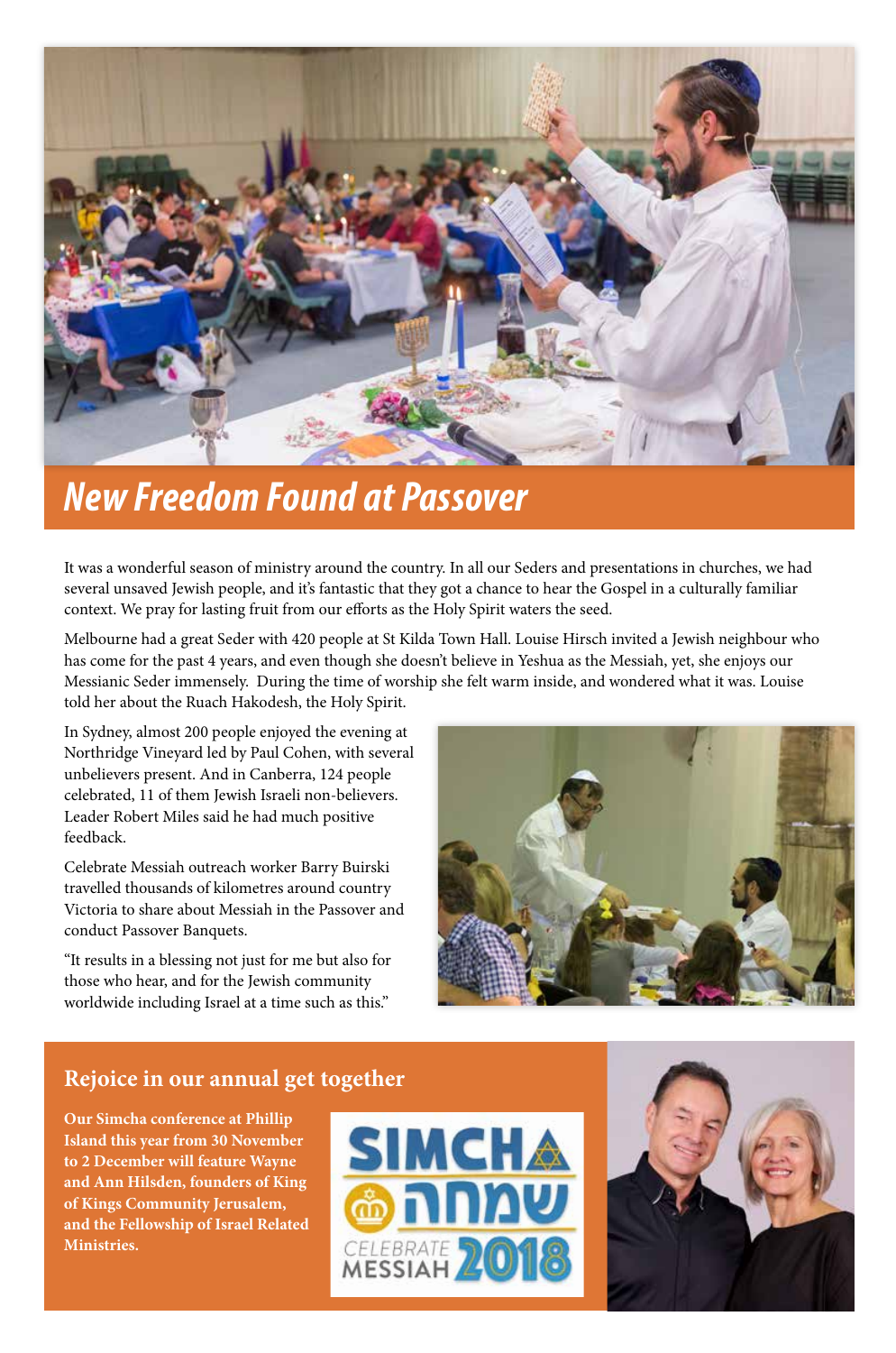# New Freedom Found at Passover

It was a wonderful season of ministry around the country. In all our Seders and presentations in churches, we had several unsaved Jewish people, and it's fantastic that they got a chance to hear the Gospel in a culturally familiar context. We pray for lasting fruit from our efforts as the Holy Spirit waters the seed.

Melbourne had a great Seder with 420 people at St Kilda Town Hall. Louise Hirsch invited a Jewish neighbour who has come for the past 4 years, and even though she doesn't believe in Yeshua as the Messiah, yet, she enjoys our Messianic Seder immensely. During the time of worship she felt warm inside, and wondered what it was. Louise told her about the Ruach Hakodesh, the Holy Spirit.

In Sydney, almost 200 people enjoyed the evening at Northridge Vineyard led by Paul Cohen, with several unbelievers present. And in Canberra, 124 people celebrated, 11 of them Jewish Israeli non-believers. Leader Robert Miles said he had much positive feedback.

Celebrate Messiah outreach worker Barry Buirski travelled thousands of kilometres around country Victoria to share about Messiah in the Passover and conduct Passover Banquets.

"It results in a blessing not just for me but also for those who hear, and for the Jewish community worldwide including Israel at a time such as this."

## Rejoice in our annual get together

**Our Simcha conference at Phillip Island this year from 30 November to 2 December will feature Wayne and Ann Hilsden, founders of King of Kings Community Jerusalem, and the Fellowship of Israel Related Ministries.**

SIMCHA שמחה CELEBRATE MESSIAH 2018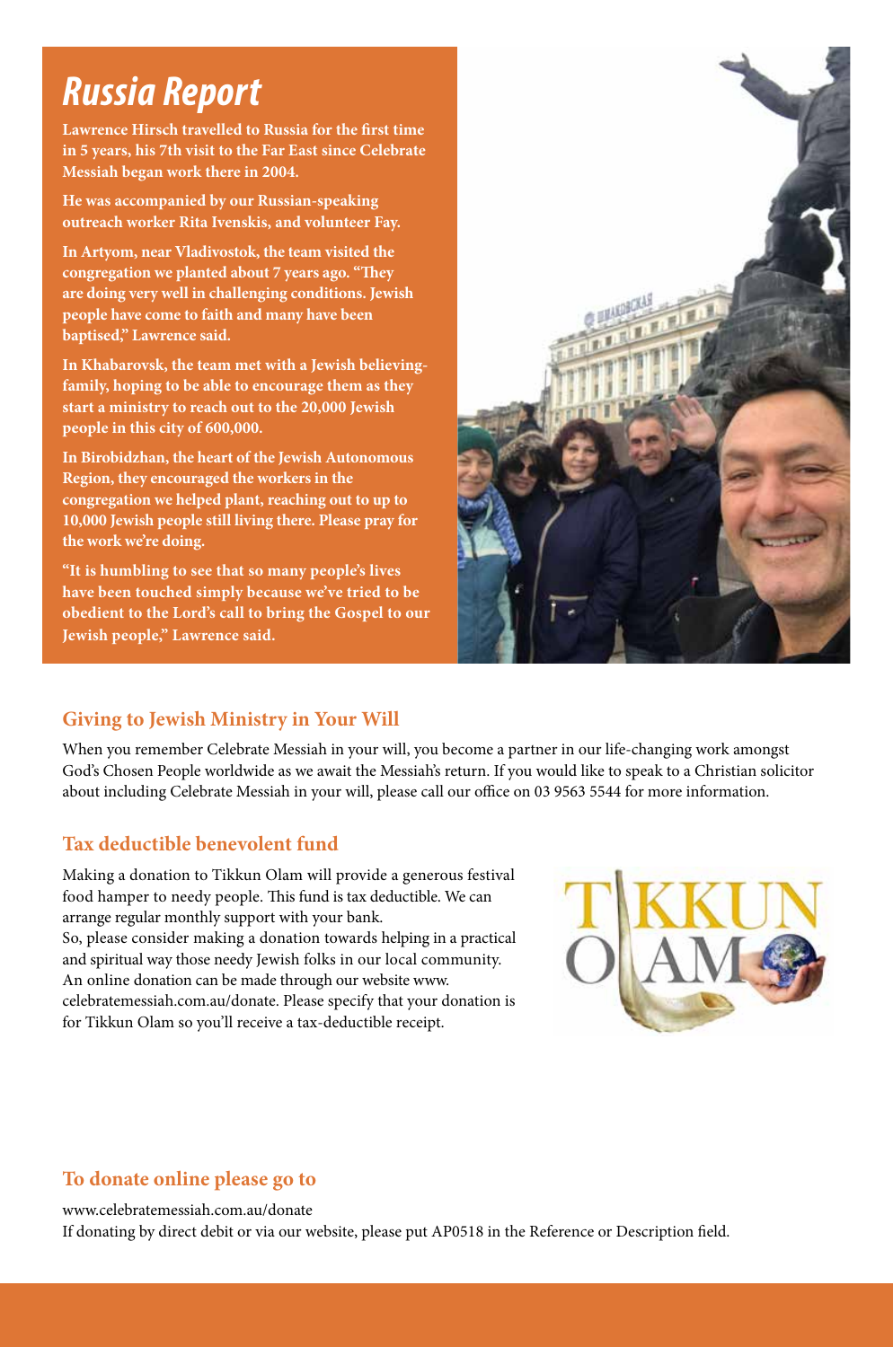# Russia Report

**Lawrence Hirsch travelled to Russia for the first time in 5 years, his 7th visit to the Far East since Celebrate Messiah began work there in 2004.**

**He was accompanied by our Russian-speaking outreach worker Rita Ivenskis, and volunteer Fay.**

**In Artyom, near Vladivostok, the team visited the congregation we planted about 7 years ago. "They are doing very well in challenging conditions. Jewish people have come to faith and many have been baptised," Lawrence said.**

**In Khabarovsk, the team met with a Jewish believing-family, hoping to be able to encourage them as they start a ministry to reach out to the 20,000 Jewish people in this city of 600,000.**

**In Birobidzhan, the heart of the Jewish Autonomous Region, they encouraged the workers in the congregation we helped plant, reaching out to up to 10,000 Jewish people still living there. Please pray for the work we're doing.**

**"It is humbling to see that so many people's lives have been touched simply because we've tried to be obedient to the Lord's call to bring the Gospel to our Jewish people," Lawrence said.**

## Giving to Jewish Ministry in Your Will

When you remember Celebrate Messiah in your will, you become a partner in our life-changing work amongst God's Chosen People worldwide as we await the Messiah's return. If you would like to speak to a Christian solicitor about including Celebrate Messiah in your will, please call our office on 03 9563 5544 for more information.

## Tax deductible benevolent fund

Making a donation to Tikkun Olam will provide a generous festival food hamper to needy people. This fund is tax deductible. We can arrange regular monthly support with your bank.
So, please consider making a donation towards helping in a practical and spiritual way those needy Jewish folks in our local community.
An online donation can be made through our website www.celebratemessiah.com.au/donate. Please specify that your donation is for Tikkun Olam so you'll receive a tax-deductible receipt.

## To donate online please go to

www.celebratemessiah.com.au/donate
If donating by direct debit or via our website, please put AP0518 in the Reference or Description field.